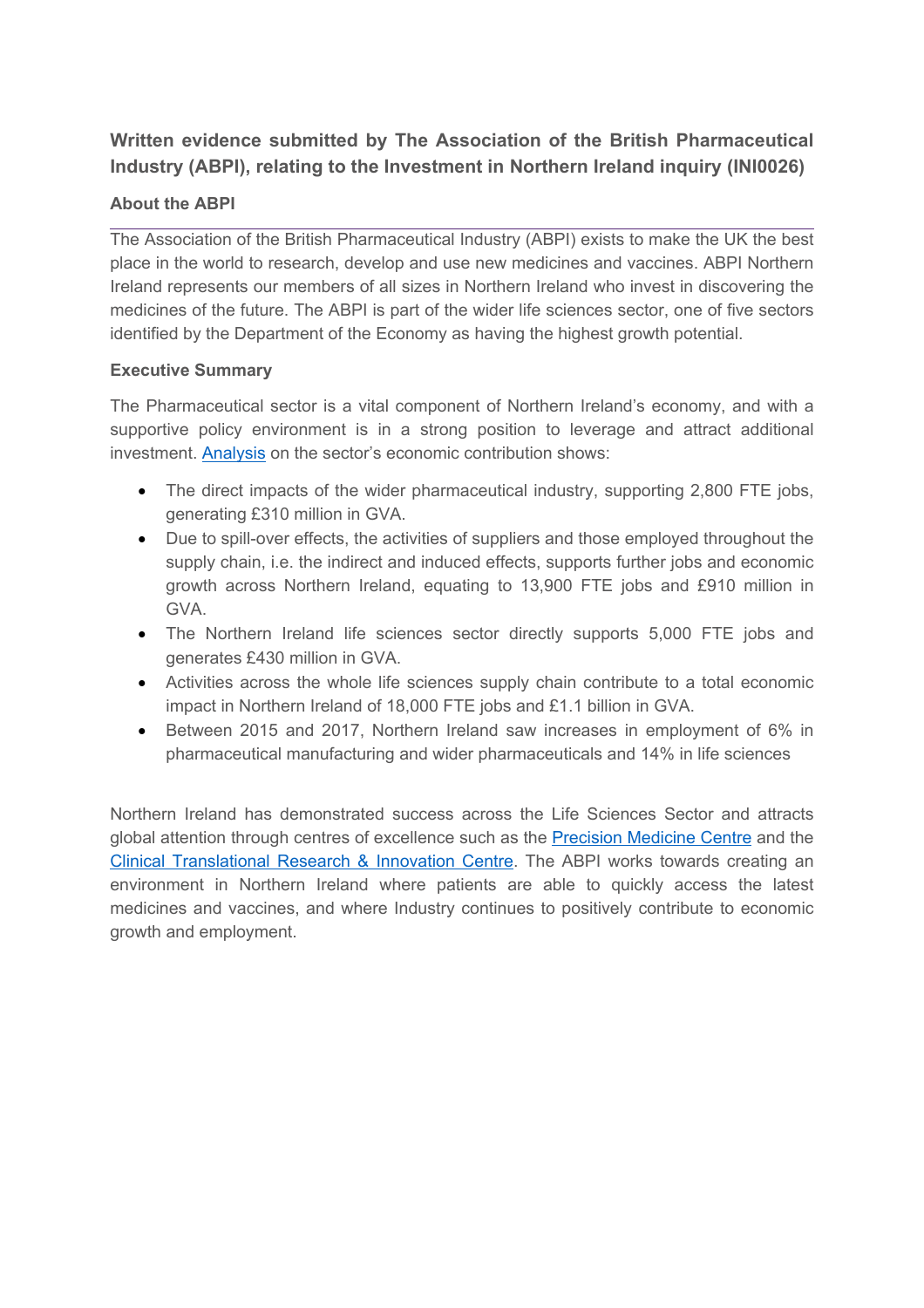## Written evidence submitted by The Association of the British Pharmaceutical Industry (ABPI), relating to the Investment in Northern Ireland inquiry (INI0026)

### About the ABPI

The Association of the British Pharmaceutical Industry (ABPI) exists to make the UK the best place in the world to research, develop and use new medicines and vaccines. ABPI Northern Ireland represents our members of all sizes in Northern Ireland who invest in discovering the medicines of the future. The ABPI is part of the wider life sciences sector, one of five sectors identified by the Department of the Economy as having the highest growth potential.

### Executive Summary

The Pharmaceutical sector is a vital component of Northern Ireland's economy, and with a supportive policy environment is in a strong position to leverage and attract additional investment. Analysis on the sector's economic contribution shows:

- The direct impacts of the wider pharmaceutical industry, supporting 2,800 FTE jobs, generating £310 million in GVA.
- Due to spill-over effects, the activities of suppliers and those employed throughout the supply chain, i.e. the indirect and induced effects, supports further jobs and economic growth across Northern Ireland, equating to 13,900 FTE jobs and £910 million in GVA.
- The Northern Ireland life sciences sector directly supports 5,000 FTE jobs and generates £430 million in GVA.
- Activities across the whole life sciences supply chain contribute to a total economic impact in Northern Ireland of 18,000 FTE jobs and £1.1 billion in GVA.
- Between 2015 and 2017, Northern Ireland saw increases in employment of 6% in pharmaceutical manufacturing and wider pharmaceuticals and 14% in life sciences

Northern Ireland has demonstrated success across the Life Sciences Sector and attracts global attention through centres of excellence such as the Precision Medicine Centre and the Clinical Translational Research & Innovation Centre. The ABPI works towards creating an environment in Northern Ireland where patients are able to quickly access the latest medicines and vaccines, and where Industry continues to positively contribute to economic growth and employment.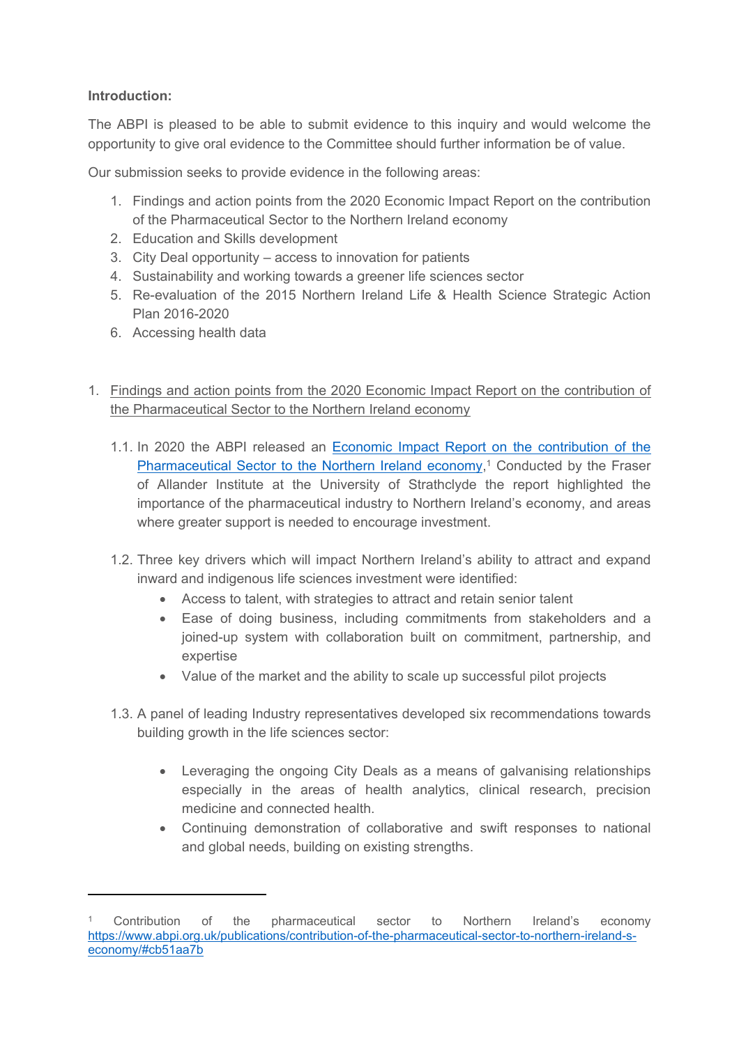**Introduction:**

The ABPI is pleased to be able to submit evidence to this inquiry and would welcome the opportunity to give oral evidence to the Committee should further information be of value.

Our submission seeks to provide evidence in the following areas:

1. Findings and action points from the 2020 Economic Impact Report on the contribution of the Pharmaceutical Sector to the Northern Ireland economy
2. Education and Skills development
3. City Deal opportunity – access to innovation for patients
4. Sustainability and working towards a greener life sciences sector
5. Re-evaluation of the 2015 Northern Ireland Life & Health Science Strategic Action Plan 2016-2020
6. Accessing health data

1. <u>Findings and action points from the 2020 Economic Impact Report on the contribution of the Pharmaceutical Sector to the Northern Ireland economy</u>

   1.1. In 2020 the ABPI released an [Economic Impact Report on the contribution of the Pharmaceutical Sector to the Northern Ireland economy](https://www.abpi.org.uk/publications/contribution-of-the-pharmaceutical-sector-to-northern-ireland-s-economy/#cb51aa7b),[1] Conducted by the Fraser of Allander Institute at the University of Strathclyde the report highlighted the importance of the pharmaceutical industry to Northern Ireland's economy, and areas where greater support is needed to encourage investment.

   1.2. Three key drivers which will impact Northern Ireland's ability to attract and expand inward and indigenous life sciences investment were identified:
      - Access to talent, with strategies to attract and retain senior talent
      - Ease of doing business, including commitments from stakeholders and a joined-up system with collaboration built on commitment, partnership, and expertise
      - Value of the market and the ability to scale up successful pilot projects

   1.3. A panel of leading Industry representatives developed six recommendations towards building growth in the life sciences sector:

      - Leveraging the ongoing City Deals as a means of galvanising relationships especially in the areas of health analytics, clinical research, precision medicine and connected health.
      - Continuing demonstration of collaborative and swift responses to national and global needs, building on existing strengths.

---

[1] Contribution of the pharmaceutical sector to Northern Ireland's economy https://www.abpi.org.uk/publications/contribution-of-the-pharmaceutical-sector-to-northern-ireland-s-economy/#cb51aa7b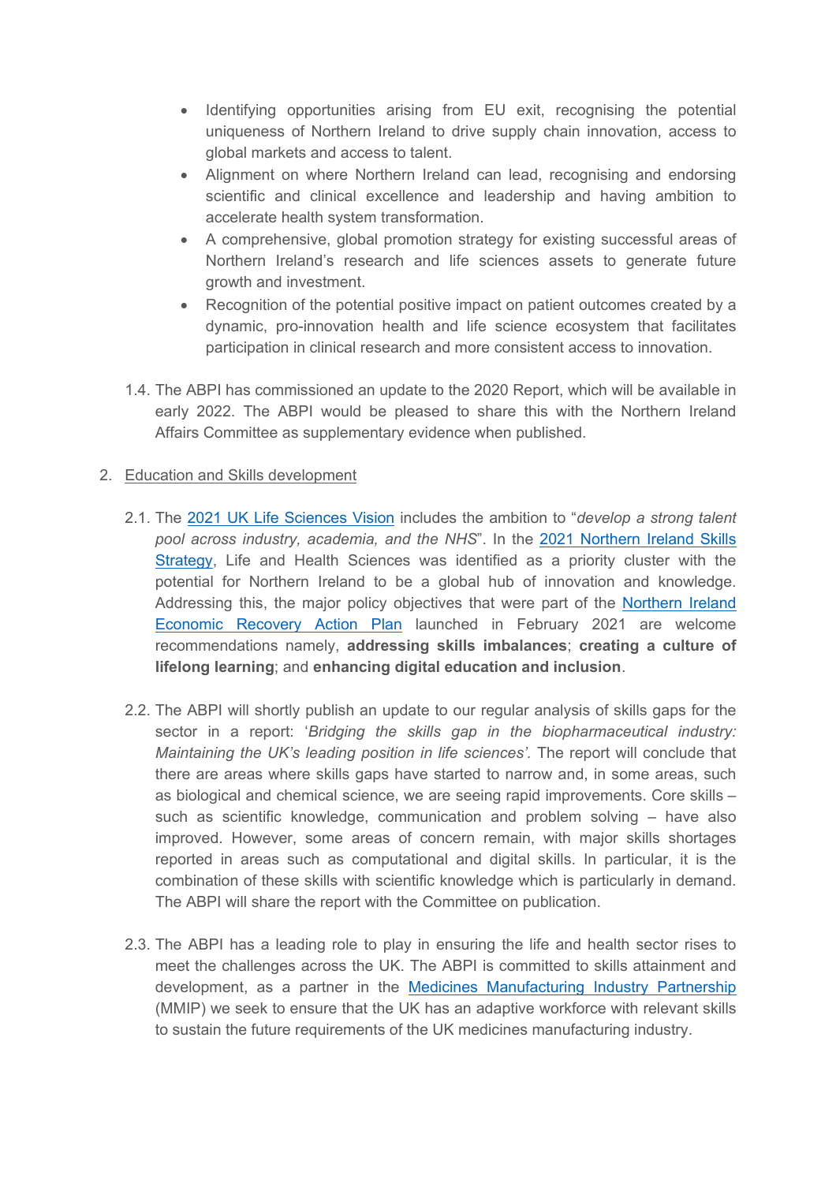- Identifying opportunities arising from EU exit, recognising the potential uniqueness of Northern Ireland to drive supply chain innovation, access to global markets and access to talent.
- Alignment on where Northern Ireland can lead, recognising and endorsing scientific and clinical excellence and leadership and having ambition to accelerate health system transformation.
- A comprehensive, global promotion strategy for existing successful areas of Northern Ireland's research and life sciences assets to generate future growth and investment.
- Recognition of the potential positive impact on patient outcomes created by a dynamic, pro-innovation health and life science ecosystem that facilitates participation in clinical research and more consistent access to innovation.

1.4. The ABPI has commissioned an update to the 2020 Report, which will be available in early 2022. The ABPI would be pleased to share this with the Northern Ireland Affairs Committee as supplementary evidence when published.

2. Education and Skills development

2.1. The 2021 UK Life Sciences Vision includes the ambition to "*develop a strong talent pool across industry, academia, and the NHS*". In the 2021 Northern Ireland Skills Strategy, Life and Health Sciences was identified as a priority cluster with the potential for Northern Ireland to be a global hub of innovation and knowledge. Addressing this, the major policy objectives that were part of the Northern Ireland Economic Recovery Action Plan launched in February 2021 are welcome recommendations namely, **addressing skills imbalances**; **creating a culture of lifelong learning**; and **enhancing digital education and inclusion**.

2.2. The ABPI will shortly publish an update to our regular analysis of skills gaps for the sector in a report: '*Bridging the skills gap in the biopharmaceutical industry: Maintaining the UK's leading position in life sciences'*. The report will conclude that there are areas where skills gaps have started to narrow and, in some areas, such as biological and chemical science, we are seeing rapid improvements. Core skills – such as scientific knowledge, communication and problem solving – have also improved. However, some areas of concern remain, with major skills shortages reported in areas such as computational and digital skills. In particular, it is the combination of these skills with scientific knowledge which is particularly in demand. The ABPI will share the report with the Committee on publication.

2.3. The ABPI has a leading role to play in ensuring the life and health sector rises to meet the challenges across the UK. The ABPI is committed to skills attainment and development, as a partner in the Medicines Manufacturing Industry Partnership (MMIP) we seek to ensure that the UK has an adaptive workforce with relevant skills to sustain the future requirements of the UK medicines manufacturing industry.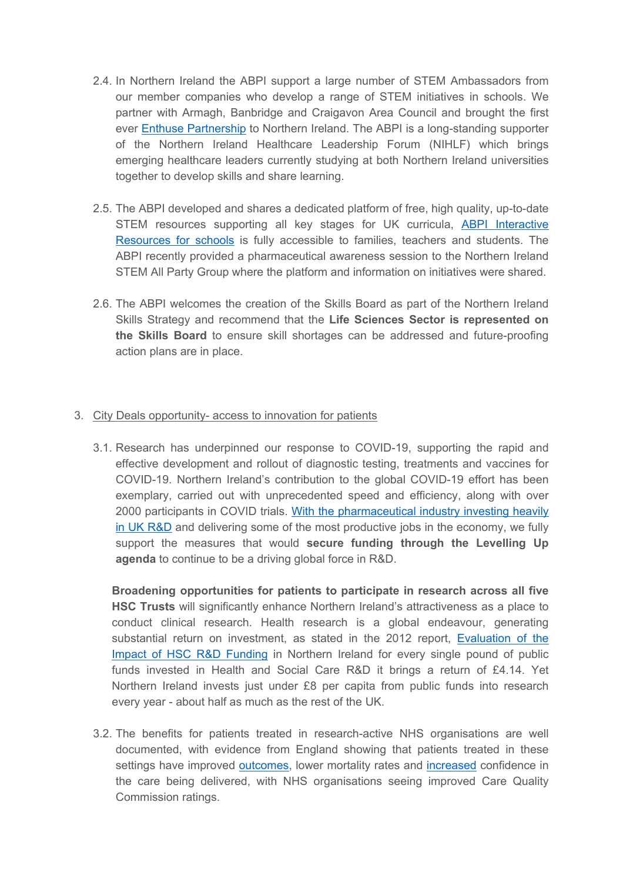2.4. In Northern Ireland the ABPI support a large number of STEM Ambassadors from our member companies who develop a range of STEM initiatives in schools. We partner with Armagh, Banbridge and Craigavon Area Council and brought the first ever Enthuse Partnership to Northern Ireland. The ABPI is a long-standing supporter of the Northern Ireland Healthcare Leadership Forum (NIHLF) which brings emerging healthcare leaders currently studying at both Northern Ireland universities together to develop skills and share learning.

2.5. The ABPI developed and shares a dedicated platform of free, high quality, up-to-date STEM resources supporting all key stages for UK curricula, ABPI Interactive Resources for schools is fully accessible to families, teachers and students. The ABPI recently provided a pharmaceutical awareness session to the Northern Ireland STEM All Party Group where the platform and information on initiatives were shared.

2.6. The ABPI welcomes the creation of the Skills Board as part of the Northern Ireland Skills Strategy and recommend that the **Life Sciences Sector is represented on the Skills Board** to ensure skill shortages can be addressed and future-proofing action plans are in place.

3. City Deals opportunity- access to innovation for patients

3.1. Research has underpinned our response to COVID-19, supporting the rapid and effective development and rollout of diagnostic testing, treatments and vaccines for COVID-19. Northern Ireland's contribution to the global COVID-19 effort has been exemplary, carried out with unprecedented speed and efficiency, along with over 2000 participants in COVID trials. With the pharmaceutical industry investing heavily in UK R&D and delivering some of the most productive jobs in the economy, we fully support the measures that would **secure funding through the Levelling Up agenda** to continue to be a driving global force in R&D.

**Broadening opportunities for patients to participate in research across all five HSC Trusts** will significantly enhance Northern Ireland's attractiveness as a place to conduct clinical research. Health research is a global endeavour, generating substantial return on investment, as stated in the 2012 report, Evaluation of the Impact of HSC R&D Funding in Northern Ireland for every single pound of public funds invested in Health and Social Care R&D it brings a return of £4.14. Yet Northern Ireland invests just under £8 per capita from public funds into research every year - about half as much as the rest of the UK.

3.2. The benefits for patients treated in research-active NHS organisations are well documented, with evidence from England showing that patients treated in these settings have improved outcomes, lower mortality rates and increased confidence in the care being delivered, with NHS organisations seeing improved Care Quality Commission ratings.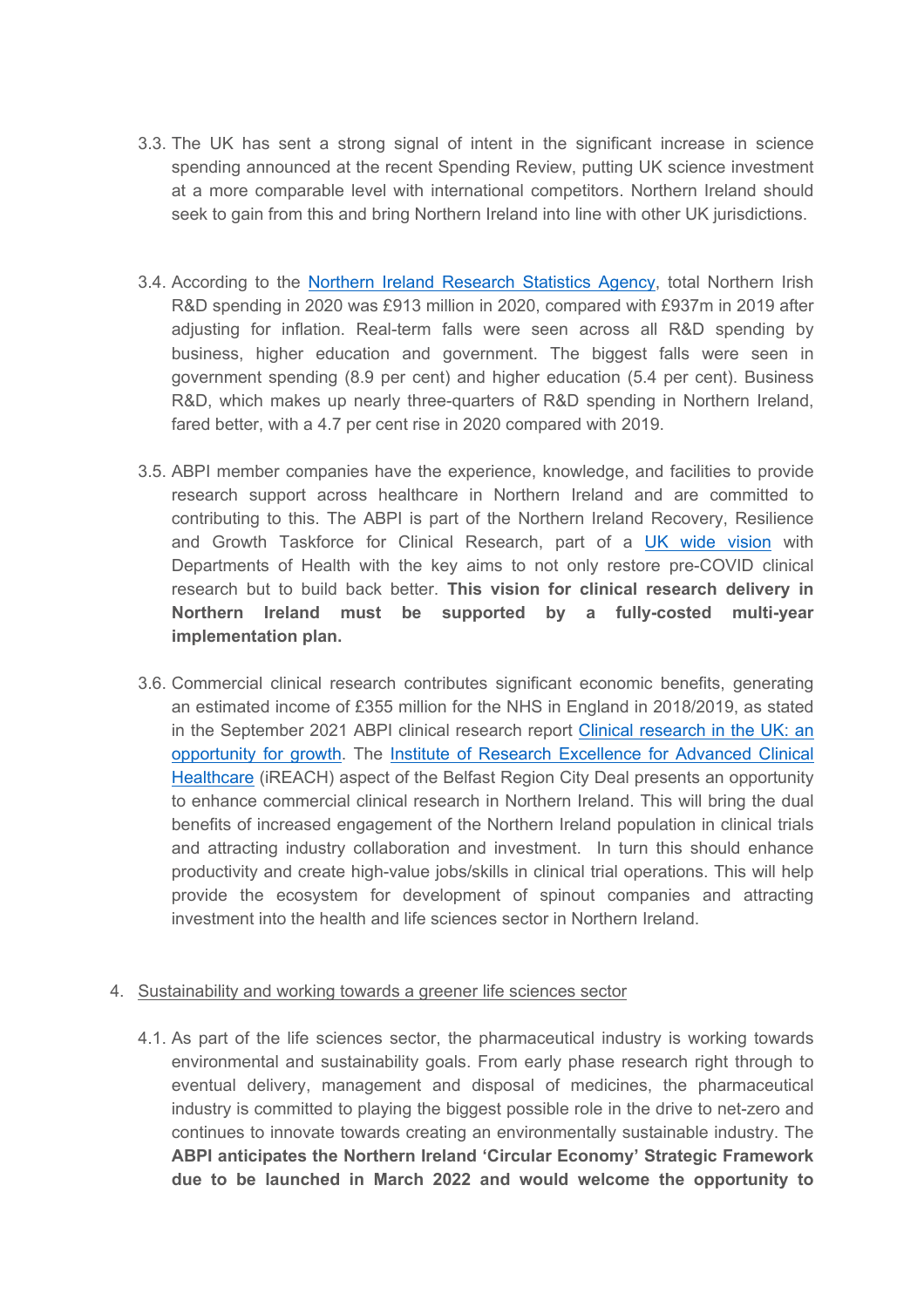3.3. The UK has sent a strong signal of intent in the significant increase in science spending announced at the recent Spending Review, putting UK science investment at a more comparable level with international competitors. Northern Ireland should seek to gain from this and bring Northern Ireland into line with other UK jurisdictions.

3.4. According to the [Northern Ireland Research Statistics Agency](), total Northern Irish R&D spending in 2020 was £913 million in 2020, compared with £937m in 2019 after adjusting for inflation. Real-term falls were seen across all R&D spending by business, higher education and government. The biggest falls were seen in government spending (8.9 per cent) and higher education (5.4 per cent). Business R&D, which makes up nearly three-quarters of R&D spending in Northern Ireland, fared better, with a 4.7 per cent rise in 2020 compared with 2019.

3.5. ABPI member companies have the experience, knowledge, and facilities to provide research support across healthcare in Northern Ireland and are committed to contributing to this. The ABPI is part of the Northern Ireland Recovery, Resilience and Growth Taskforce for Clinical Research, part of a [UK wide vision]() with Departments of Health with the key aims to not only restore pre-COVID clinical research but to build back better. **This vision for clinical research delivery in Northern Ireland must be supported by a fully-costed multi-year implementation plan.**

3.6. Commercial clinical research contributes significant economic benefits, generating an estimated income of £355 million for the NHS in England in 2018/2019, as stated in the September 2021 ABPI clinical research report [Clinical research in the UK: an opportunity for growth](). The [Institute of Research Excellence for Advanced Clinical Healthcare]() (iREACH) aspect of the Belfast Region City Deal presents an opportunity to enhance commercial clinical research in Northern Ireland. This will bring the dual benefits of increased engagement of the Northern Ireland population in clinical trials and attracting industry collaboration and investment. In turn this should enhance productivity and create high-value jobs/skills in clinical trial operations. This will help provide the ecosystem for development of spinout companies and attracting investment into the health and life sciences sector in Northern Ireland.

4. Sustainability and working towards a greener life sciences sector

4.1. As part of the life sciences sector, the pharmaceutical industry is working towards environmental and sustainability goals. From early phase research right through to eventual delivery, management and disposal of medicines, the pharmaceutical industry is committed to playing the biggest possible role in the drive to net-zero and continues to innovate towards creating an environmentally sustainable industry. The **ABPI anticipates the Northern Ireland 'Circular Economy' Strategic Framework due to be launched in March 2022 and would welcome the opportunity to**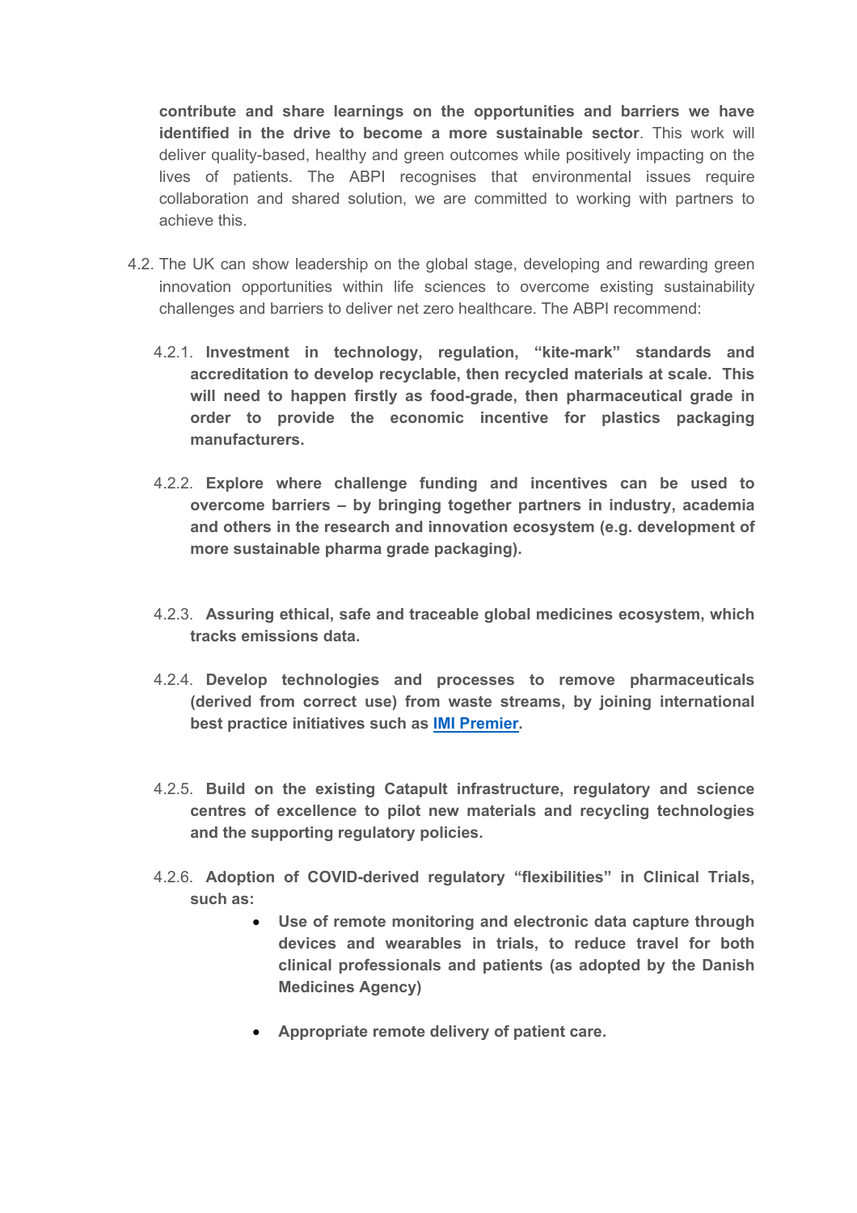**contribute and share learnings on the opportunities and barriers we have identified in the drive to become a more sustainable sector**. This work will deliver quality-based, healthy and green outcomes while positively impacting on the lives of patients. The ABPI recognises that environmental issues require collaboration and shared solution, we are committed to working with partners to achieve this.

4.2. The UK can show leadership on the global stage, developing and rewarding green innovation opportunities within life sciences to overcome existing sustainability challenges and barriers to deliver net zero healthcare. The ABPI recommend:

4.2.1. **Investment in technology, regulation, "kite-mark" standards and accreditation to develop recyclable, then recycled materials at scale. This will need to happen firstly as food-grade, then pharmaceutical grade in order to provide the economic incentive for plastics packaging manufacturers.**

4.2.2. **Explore where challenge funding and incentives can be used to overcome barriers – by bringing together partners in industry, academia and others in the research and innovation ecosystem (e.g. development of more sustainable pharma grade packaging).**

4.2.3. **Assuring ethical, safe and traceable global medicines ecosystem, which tracks emissions data.**

4.2.4. **Develop technologies and processes to remove pharmaceuticals (derived from correct use) from waste streams, by joining international best practice initiatives such as [IMI Premier](IMI Premier).**

4.2.5. **Build on the existing Catapult infrastructure, regulatory and science centres of excellence to pilot new materials and recycling technologies and the supporting regulatory policies.**

4.2.6. **Adoption of COVID-derived regulatory "flexibilities" in Clinical Trials, such as:**

- **Use of remote monitoring and electronic data capture through devices and wearables in trials, to reduce travel for both clinical professionals and patients (as adopted by the Danish Medicines Agency)**
- **Appropriate remote delivery of patient care.**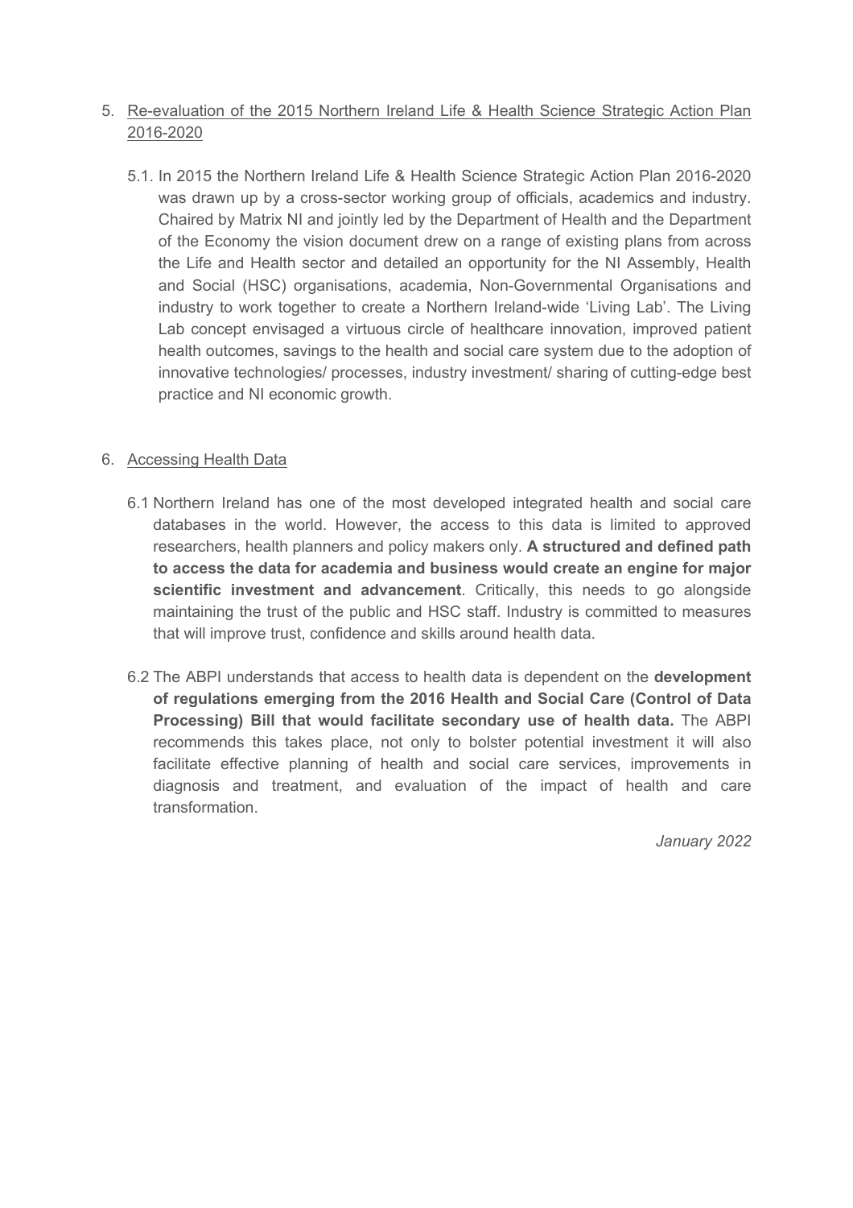5. <u>Re-evaluation of the 2015 Northern Ireland Life & Health Science Strategic Action Plan 2016-2020</u>

   5.1. In 2015 the Northern Ireland Life & Health Science Strategic Action Plan 2016-2020 was drawn up by a cross-sector working group of officials, academics and industry. Chaired by Matrix NI and jointly led by the Department of Health and the Department of the Economy the vision document drew on a range of existing plans from across the Life and Health sector and detailed an opportunity for the NI Assembly, Health and Social (HSC) organisations, academia, Non-Governmental Organisations and industry to work together to create a Northern Ireland-wide 'Living Lab'. The Living Lab concept envisaged a virtuous circle of healthcare innovation, improved patient health outcomes, savings to the health and social care system due to the adoption of innovative technologies/ processes, industry investment/ sharing of cutting-edge best practice and NI economic growth.

6. <u>Accessing Health Data</u>

   6.1 Northern Ireland has one of the most developed integrated health and social care databases in the world. However, the access to this data is limited to approved researchers, health planners and policy makers only. **A structured and defined path to access the data for academia and business would create an engine for major scientific investment and advancement**. Critically, this needs to go alongside maintaining the trust of the public and HSC staff. Industry is committed to measures that will improve trust, confidence and skills around health data.

   6.2 The ABPI understands that access to health data is dependent on the **development of regulations emerging from the 2016 Health and Social Care (Control of Data Processing) Bill that would facilitate secondary use of health data.** The ABPI recommends this takes place, not only to bolster potential investment it will also facilitate effective planning of health and social care services, improvements in diagnosis and treatment, and evaluation of the impact of health and care transformation.

*January 2022*